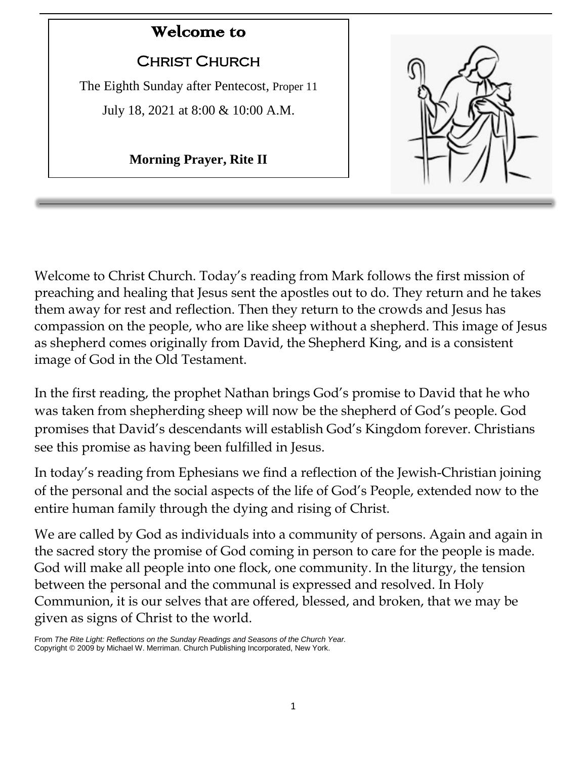# Welcome to

## Christ Church

The Eighth Sunday after Pentecost, Proper 11

July 18, 2021 at 8:00 & 10:00 A.M.

**Morning Prayer, Rite II**

Welcome to Christ Church. Today's reading from Mark follows the first mission of preaching and healing that Jesus sent the apostles out to do. They return and he takes them away for rest and reflection. Then they return to the crowds and Jesus has compassion on the people, who are like sheep without a shepherd. This image of Jesus as shepherd comes originally from David, the Shepherd King, and is a consistent image of God in the Old Testament.

In the first reading, the prophet Nathan brings God's promise to David that he who was taken from shepherding sheep will now be the shepherd of God's people. God promises that David's descendants will establish God's Kingdom forever. Christians see this promise as having been fulfilled in Jesus.

In today's reading from Ephesians we find a reflection of the Jewish-Christian joining of the personal and the social aspects of the life of God's People, extended now to the entire human family through the dying and rising of Christ.

We are called by God as individuals into a community of persons. Again and again in the sacred story the promise of God coming in person to care for the people is made. God will make all people into one flock, one community. In the liturgy, the tension between the personal and the communal is expressed and resolved. In Holy Communion, it is our selves that are offered, blessed, and broken, that we may be given as signs of Christ to the world.

From *The Rite Light: Reflections on the Sunday Readings and Seasons of the Church Year.* Copyright © 2009 by Michael W. Merriman. Church Publishing Incorporated, New York.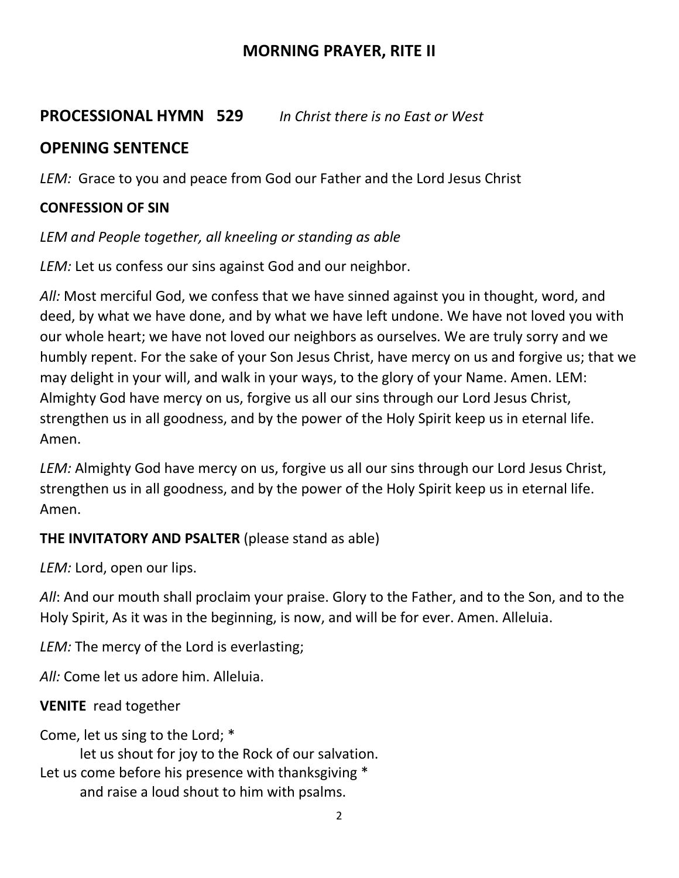# MORNING PRAYER, RITE II

## PROCESSIONAL HYMN 529 *In Christ there is no East or West*

## OPENING SENTENCE

*LEM:* Grace to you and peace from God our Father and the Lord Jesus Christ

**CONFESSION OF SIN**

*LEM and People together, all kneeling or standing as able*

*LEM:* Let us confess our sins against God and our neighbor.

*All:* Most merciful God, we confess that we have sinned against you in thought, word, and deed, by what we have done, and by what we have left undone. We have not loved you with our whole heart; we have not loved our neighbors as ourselves. We are truly sorry and we humbly repent. For the sake of your Son Jesus Christ, have mercy on us and forgive us; that we may delight in your will, and walk in your ways, to the glory of your Name. Amen. LEM: Almighty God have mercy on us, forgive us all our sins through our Lord Jesus Christ, strengthen us in all goodness, and by the power of the Holy Spirit keep us in eternal life. Amen.

*LEM:* Almighty God have mercy on us, forgive us all our sins through our Lord Jesus Christ, strengthen us in all goodness, and by the power of the Holy Spirit keep us in eternal life. Amen.

**THE INVITATORY AND PSALTER** (please stand as able)

*LEM:* Lord, open our lips.

*All*: And our mouth shall proclaim your praise. Glory to the Father, and to the Son, and to the Holy Spirit, As it was in the beginning, is now, and will be for ever. Amen. Alleluia.

*LEM:* The mercy of the Lord is everlasting;

*All:* Come let us adore him. Alleluia.

**VENITE** read together

Come, let us sing to the Lord; *
    let us shout for joy to the Rock of our salvation.
Let us come before his presence with thanksgiving *
    and raise a loud shout to him with psalms.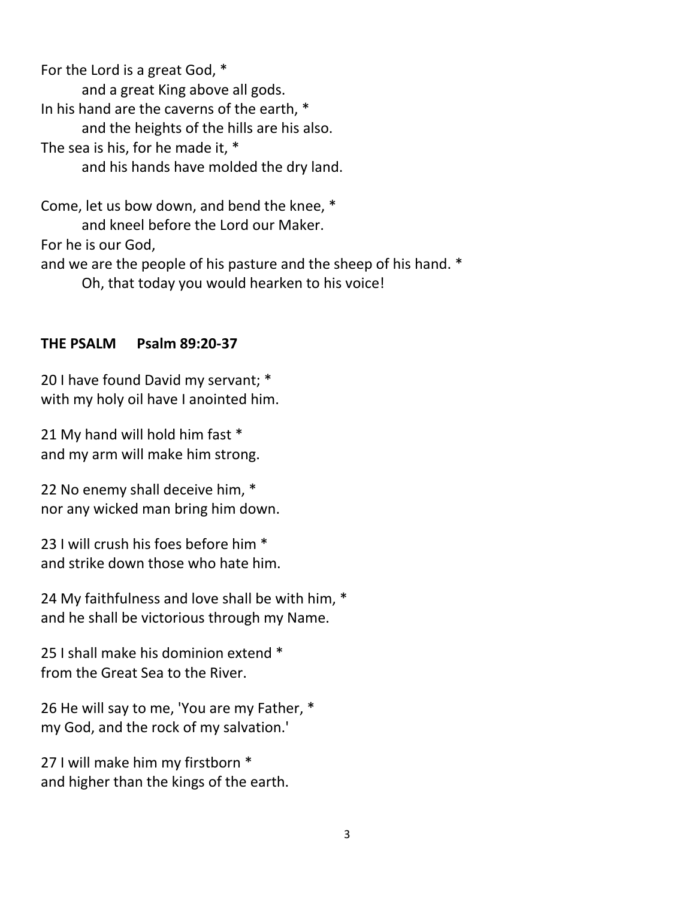For the Lord is a great God, *
        and a great King above all gods.
In his hand are the caverns of the earth, *
        and the heights of the hills are his also.
The sea is his, for he made it, *
        and his hands have molded the dry land.

Come, let us bow down, and bend the knee, *
        and kneel before the Lord our Maker.
For he is our God,
and we are the people of his pasture and the sheep of his hand. *
        Oh, that today you would hearken to his voice!

**THE PSALM     Psalm 89:20-37**

20 I have found David my servant; *
with my holy oil have I anointed him.

21 My hand will hold him fast *
and my arm will make him strong.

22 No enemy shall deceive him, *
nor any wicked man bring him down.

23 I will crush his foes before him *
and strike down those who hate him.

24 My faithfulness and love shall be with him, *
and he shall be victorious through my Name.

25 I shall make his dominion extend *
from the Great Sea to the River.

26 He will say to me, 'You are my Father, *
my God, and the rock of my salvation.'

27 I will make him my firstborn *
and higher than the kings of the earth.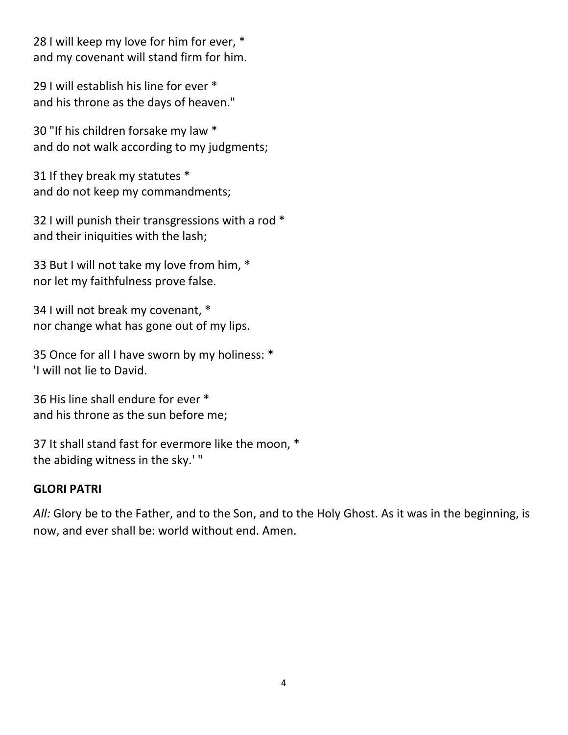28 I will keep my love for him for ever, *
and my covenant will stand firm for him.

29 I will establish his line for ever *
and his throne as the days of heaven."

30 "If his children forsake my law *
and do not walk according to my judgments;

31 If they break my statutes *
and do not keep my commandments;

32 I will punish their transgressions with a rod *
and their iniquities with the lash;

33 But I will not take my love from him, *
nor let my faithfulness prove false.

34 I will not break my covenant, *
nor change what has gone out of my lips.

35 Once for all I have sworn by my holiness: *
'I will not lie to David.

36 His line shall endure for ever *
and his throne as the sun before me;

37 It shall stand fast for evermore like the moon, *
the abiding witness in the sky.' "

**GLORI PATRI**

*All:* Glory be to the Father, and to the Son, and to the Holy Ghost. As it was in the beginning, is now, and ever shall be: world without end. Amen.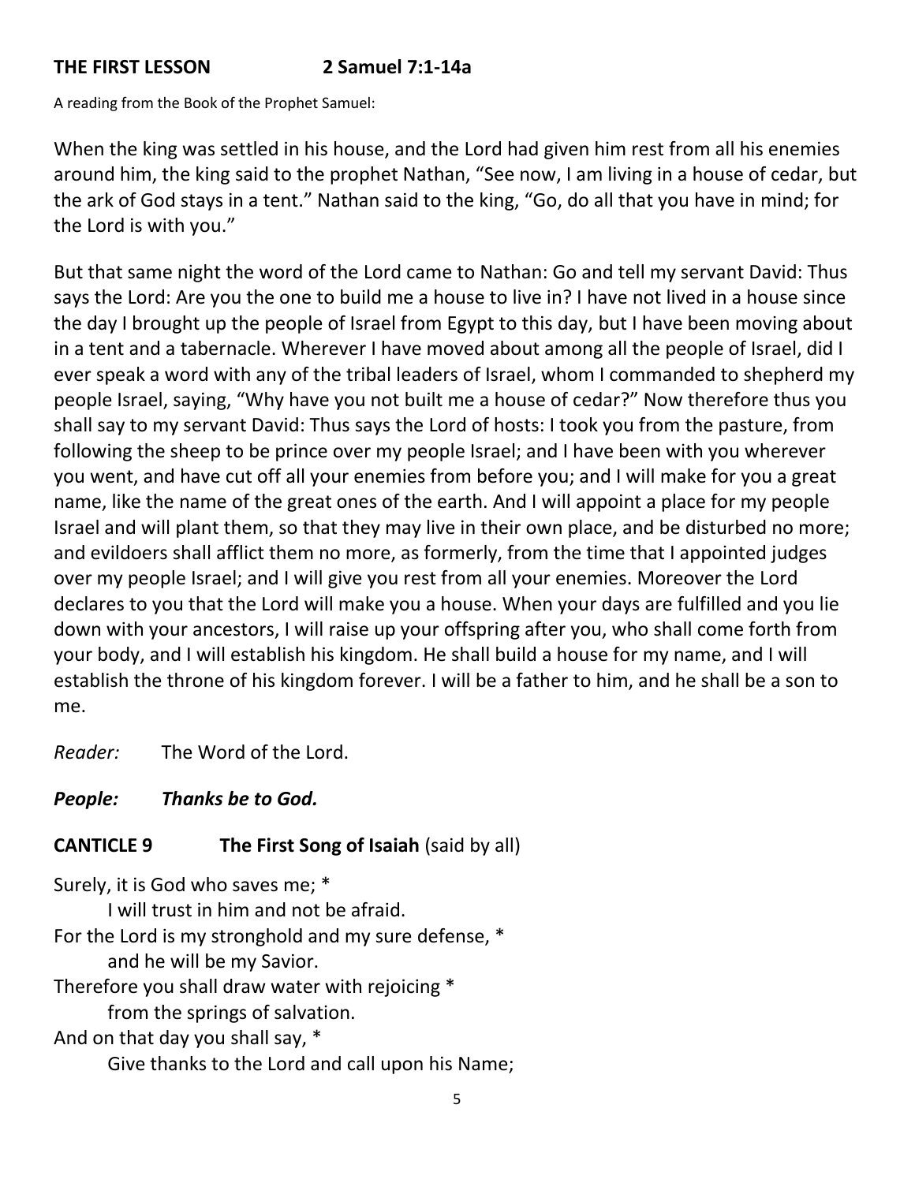**THE FIRST LESSON 2 Samuel 7:1-14a**

A reading from the Book of the Prophet Samuel:

When the king was settled in his house, and the Lord had given him rest from all his enemies around him, the king said to the prophet Nathan, "See now, I am living in a house of cedar, but the ark of God stays in a tent." Nathan said to the king, "Go, do all that you have in mind; for the Lord is with you."

But that same night the word of the Lord came to Nathan: Go and tell my servant David: Thus says the Lord: Are you the one to build me a house to live in? I have not lived in a house since the day I brought up the people of Israel from Egypt to this day, but I have been moving about in a tent and a tabernacle. Wherever I have moved about among all the people of Israel, did I ever speak a word with any of the tribal leaders of Israel, whom I commanded to shepherd my people Israel, saying, "Why have you not built me a house of cedar?" Now therefore thus you shall say to my servant David: Thus says the Lord of hosts: I took you from the pasture, from following the sheep to be prince over my people Israel; and I have been with you wherever you went, and have cut off all your enemies from before you; and I will make for you a great name, like the name of the great ones of the earth. And I will appoint a place for my people Israel and will plant them, so that they may live in their own place, and be disturbed no more; and evildoers shall afflict them no more, as formerly, from the time that I appointed judges over my people Israel; and I will give you rest from all your enemies. Moreover the Lord declares to you that the Lord will make you a house. When your days are fulfilled and you lie down with your ancestors, I will raise up your offspring after you, who shall come forth from your body, and I will establish his kingdom. He shall build a house for my name, and I will establish the throne of his kingdom forever. I will be a father to him, and he shall be a son to me.

*Reader:* The Word of the Lord.

***People: Thanks be to God.***

**CANTICLE 9 The First Song of Isaiah** (said by all)

Surely, it is God who saves me; *
    I will trust in him and not be afraid.
For the Lord is my stronghold and my sure defense, *
    and he will be my Savior.
Therefore you shall draw water with rejoicing *
    from the springs of salvation.
And on that day you shall say, *
    Give thanks to the Lord and call upon his Name;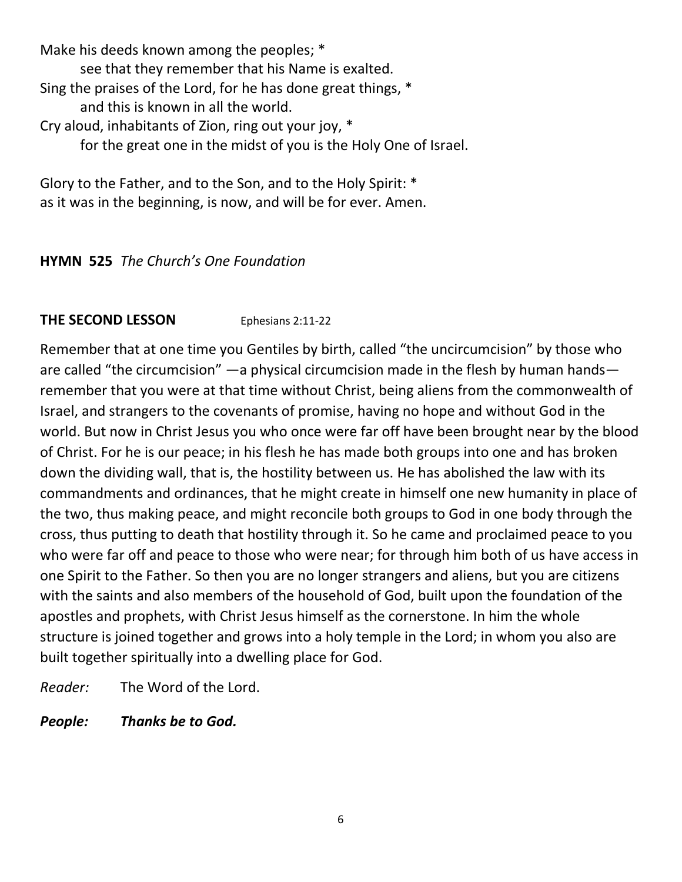Make his deeds known among the peoples; *
    see that they remember that his Name is exalted.
Sing the praises of the Lord, for he has done great things, *
    and this is known in all the world.
Cry aloud, inhabitants of Zion, ring out your joy, *
    for the great one in the midst of you is the Holy One of Israel.

Glory to the Father, and to the Son, and to the Holy Spirit: *
as it was in the beginning, is now, and will be for ever. Amen.

**HYMN 525** *The Church's One Foundation*

**THE SECOND LESSON** Ephesians 2:11-22

Remember that at one time you Gentiles by birth, called "the uncircumcision" by those who are called "the circumcision" —a physical circumcision made in the flesh by human hands—remember that you were at that time without Christ, being aliens from the commonwealth of Israel, and strangers to the covenants of promise, having no hope and without God in the world. But now in Christ Jesus you who once were far off have been brought near by the blood of Christ. For he is our peace; in his flesh he has made both groups into one and has broken down the dividing wall, that is, the hostility between us. He has abolished the law with its commandments and ordinances, that he might create in himself one new humanity in place of the two, thus making peace, and might reconcile both groups to God in one body through the cross, thus putting to death that hostility through it. So he came and proclaimed peace to you who were far off and peace to those who were near; for through him both of us have access in one Spirit to the Father. So then you are no longer strangers and aliens, but you are citizens with the saints and also members of the household of God, built upon the foundation of the apostles and prophets, with Christ Jesus himself as the cornerstone. In him the whole structure is joined together and grows into a holy temple in the Lord; in whom you also are built together spiritually into a dwelling place for God.

*Reader:* The Word of the Lord.

***People: Thanks be to God.***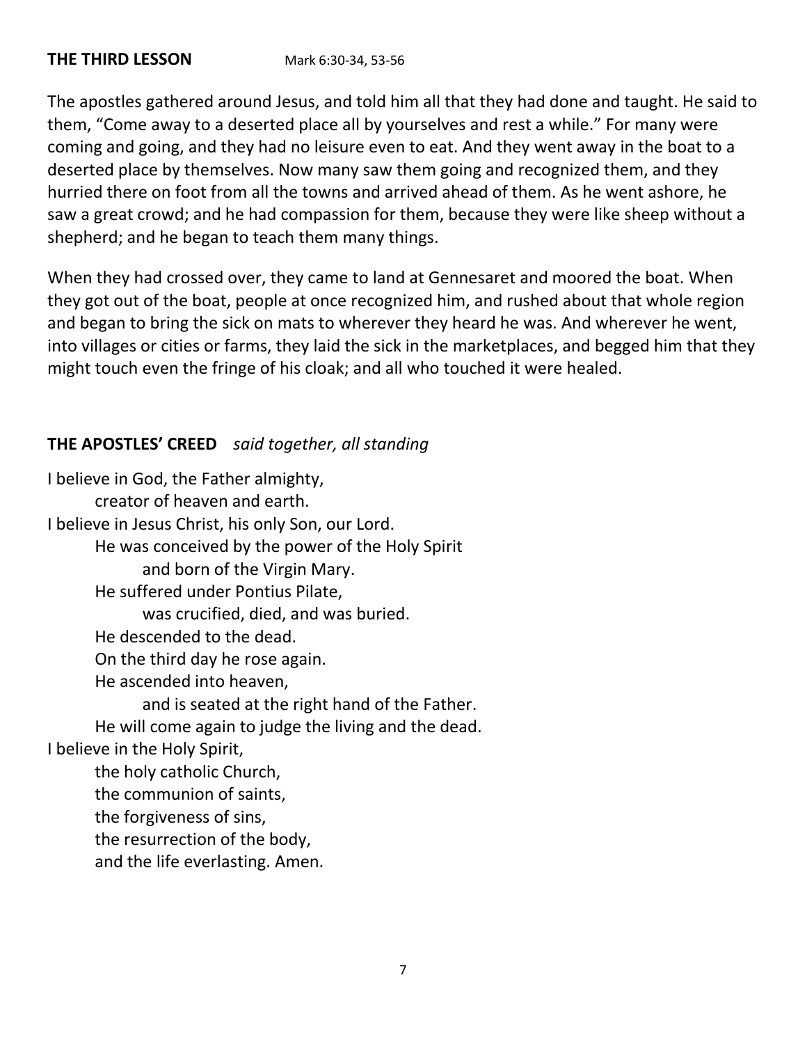**THE THIRD LESSON** Mark 6:30-34, 53-56

The apostles gathered around Jesus, and told him all that they had done and taught. He said to them, "Come away to a deserted place all by yourselves and rest a while." For many were coming and going, and they had no leisure even to eat. And they went away in the boat to a deserted place by themselves. Now many saw them going and recognized them, and they hurried there on foot from all the towns and arrived ahead of them. As he went ashore, he saw a great crowd; and he had compassion for them, because they were like sheep without a shepherd; and he began to teach them many things.

When they had crossed over, they came to land at Gennesaret and moored the boat. When they got out of the boat, people at once recognized him, and rushed about that whole region and began to bring the sick on mats to wherever they heard he was. And wherever he went, into villages or cities or farms, they laid the sick in the marketplaces, and begged him that they might touch even the fringe of his cloak; and all who touched it were healed.

**THE APOSTLES' CREED** *said together, all standing*

I believe in God, the Father almighty,
creator of heaven and earth.
I believe in Jesus Christ, his only Son, our Lord.
He was conceived by the power of the Holy Spirit
and born of the Virgin Mary.
He suffered under Pontius Pilate,
was crucified, died, and was buried.
He descended to the dead.
On the third day he rose again.
He ascended into heaven,
and is seated at the right hand of the Father.
He will come again to judge the living and the dead.
I believe in the Holy Spirit,
the holy catholic Church,
the communion of saints,
the forgiveness of sins,
the resurrection of the body,
and the life everlasting. Amen.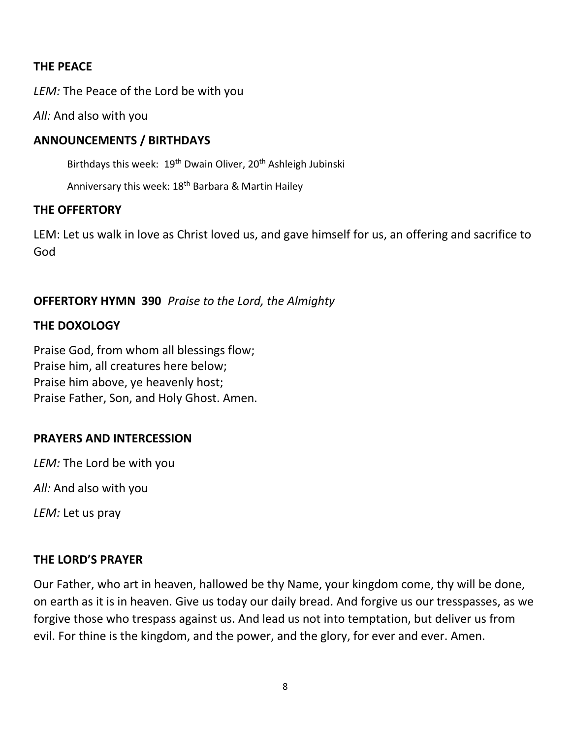## THE PEACE

*LEM:* The Peace of the Lord be with you

*All:* And also with you

## ANNOUNCEMENTS / BIRTHDAYS

Birthdays this week: 19th Dwain Oliver, 20th Ashleigh Jubinski

Anniversary this week: 18th Barbara & Martin Hailey

## THE OFFERTORY

LEM: Let us walk in love as Christ loved us, and gave himself for us, an offering and sacrifice to God

**OFFERTORY HYMN 390** *Praise to the Lord, the Almighty*

## THE DOXOLOGY

Praise God, from whom all blessings flow;
Praise him, all creatures here below;
Praise him above, ye heavenly host;
Praise Father, Son, and Holy Ghost. Amen.

## PRAYERS AND INTERCESSION

*LEM:* The Lord be with you

*All:* And also with you

*LEM:* Let us pray

## THE LORD'S PRAYER

Our Father, who art in heaven, hallowed be thy Name, your kingdom come, thy will be done, on earth as it is in heaven. Give us today our daily bread. And forgive us our tresspasses, as we forgive those who trespass against us. And lead us not into temptation, but deliver us from evil. For thine is the kingdom, and the power, and the glory, for ever and ever. Amen.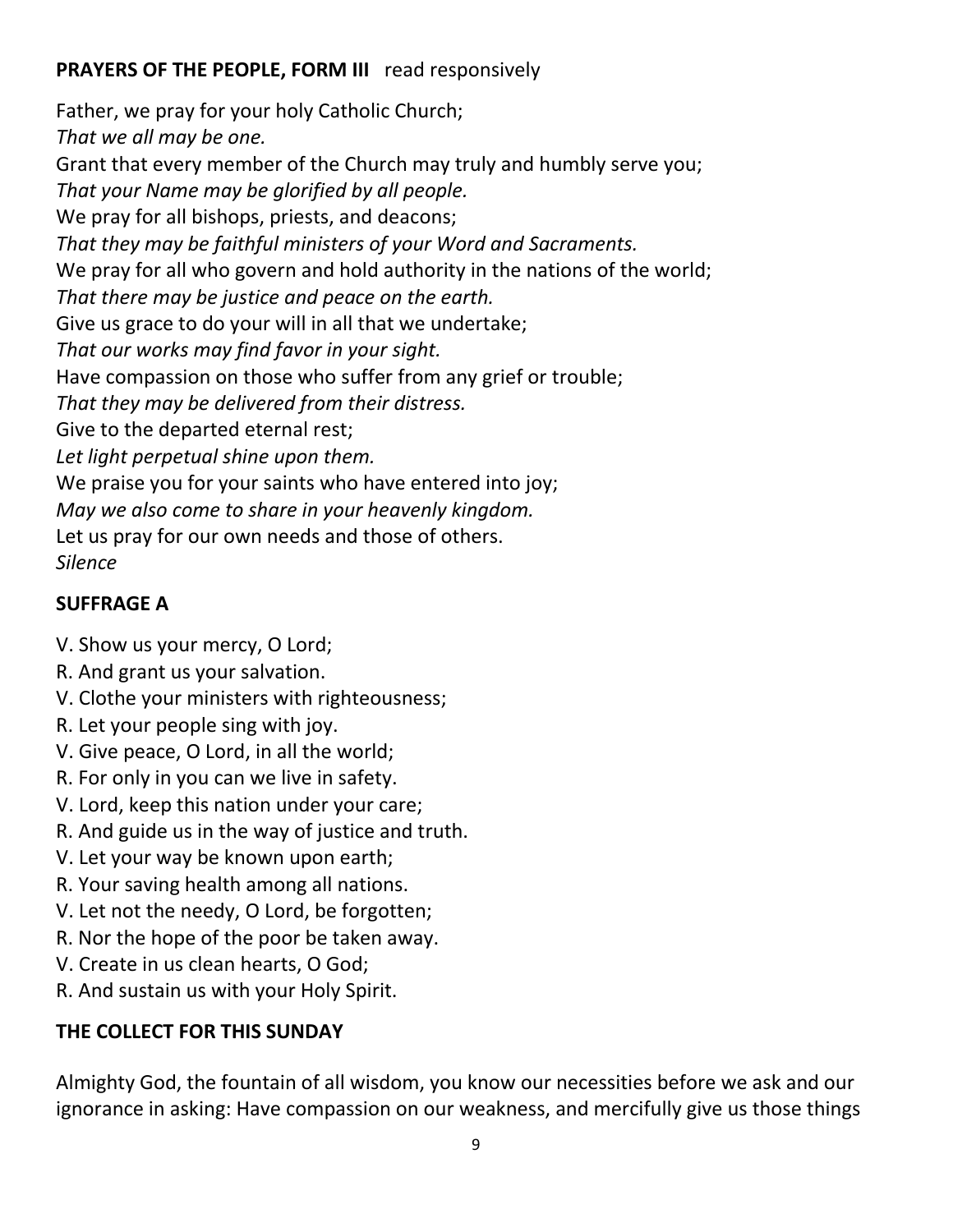**PRAYERS OF THE PEOPLE, FORM III** read responsively

Father, we pray for your holy Catholic Church;  
*That we all may be one.*  
Grant that every member of the Church may truly and humbly serve you;  
*That your Name may be glorified by all people.*  
We pray for all bishops, priests, and deacons;  
*That they may be faithful ministers of your Word and Sacraments.*  
We pray for all who govern and hold authority in the nations of the world;  
*That there may be justice and peace on the earth.*  
Give us grace to do your will in all that we undertake;  
*That our works may find favor in your sight.*  
Have compassion on those who suffer from any grief or trouble;  
*That they may be delivered from their distress.*  
Give to the departed eternal rest;  
*Let light perpetual shine upon them.*  
We praise you for your saints who have entered into joy;  
*May we also come to share in your heavenly kingdom.*  
Let us pray for our own needs and those of others.  
*Silence*

**SUFFRAGE A**

V. Show us your mercy, O Lord;  
R. And grant us your salvation.  
V. Clothe your ministers with righteousness;  
R. Let your people sing with joy.  
V. Give peace, O Lord, in all the world;  
R. For only in you can we live in safety.  
V. Lord, keep this nation under your care;  
R. And guide us in the way of justice and truth.  
V. Let your way be known upon earth;  
R. Your saving health among all nations.  
V. Let not the needy, O Lord, be forgotten;  
R. Nor the hope of the poor be taken away.  
V. Create in us clean hearts, O God;  
R. And sustain us with your Holy Spirit.

**THE COLLECT FOR THIS SUNDAY**

Almighty God, the fountain of all wisdom, you know our necessities before we ask and our ignorance in asking: Have compassion on our weakness, and mercifully give us those things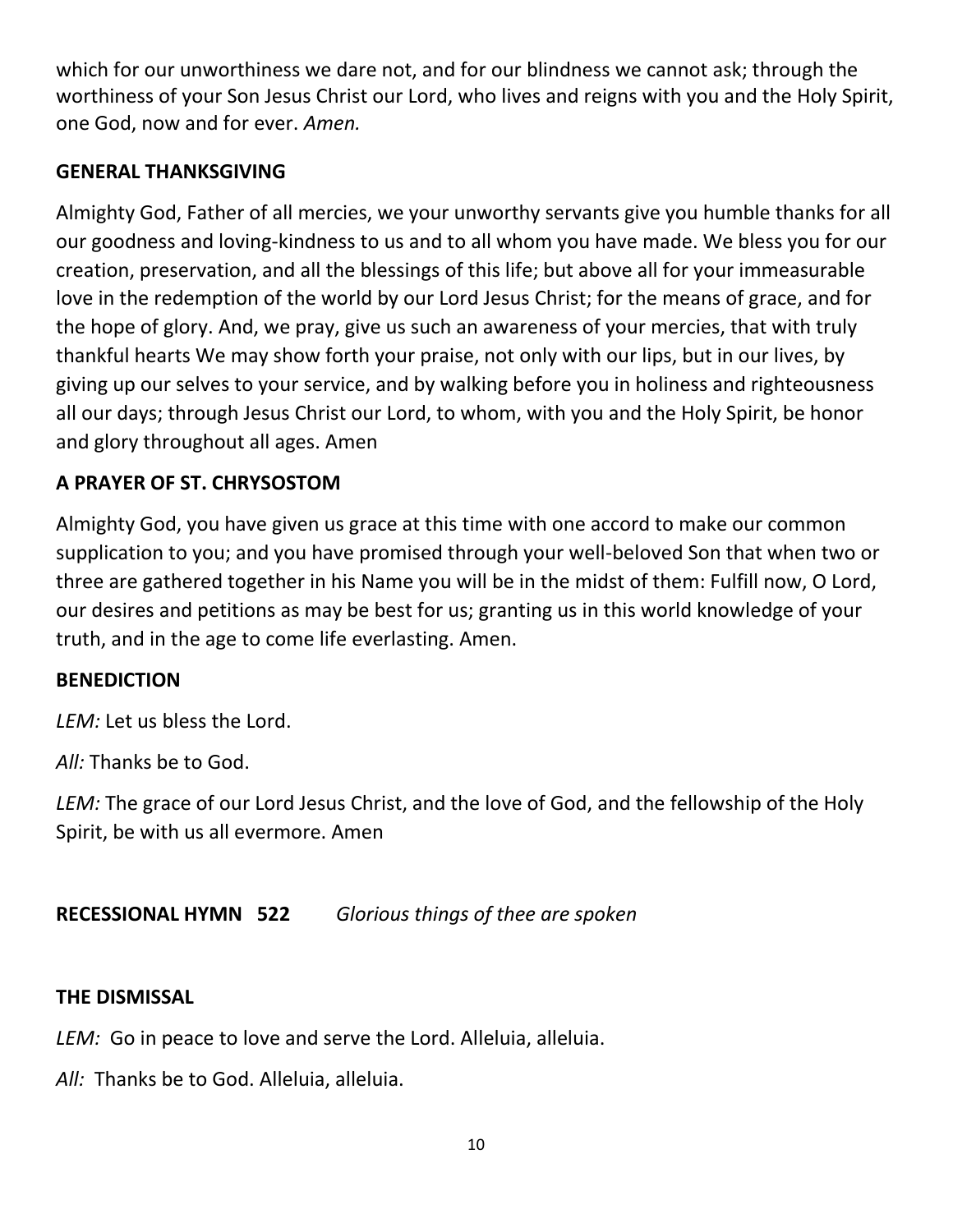which for our unworthiness we dare not, and for our blindness we cannot ask; through the worthiness of your Son Jesus Christ our Lord, who lives and reigns with you and the Holy Spirit, one God, now and for ever. *Amen.*

**GENERAL THANKSGIVING**

Almighty God, Father of all mercies, we your unworthy servants give you humble thanks for all our goodness and loving-kindness to us and to all whom you have made. We bless you for our creation, preservation, and all the blessings of this life; but above all for your immeasurable love in the redemption of the world by our Lord Jesus Christ; for the means of grace, and for the hope of glory. And, we pray, give us such an awareness of your mercies, that with truly thankful hearts We may show forth your praise, not only with our lips, but in our lives, by giving up our selves to your service, and by walking before you in holiness and righteousness all our days; through Jesus Christ our Lord, to whom, with you and the Holy Spirit, be honor and glory throughout all ages. Amen

**A PRAYER OF ST. CHRYSOSTOM**

Almighty God, you have given us grace at this time with one accord to make our common supplication to you; and you have promised through your well-beloved Son that when two or three are gathered together in his Name you will be in the midst of them: Fulfill now, O Lord, our desires and petitions as may be best for us; granting us in this world knowledge of your truth, and in the age to come life everlasting. Amen.

**BENEDICTION**

*LEM:* Let us bless the Lord.

*All:* Thanks be to God.

*LEM:* The grace of our Lord Jesus Christ, and the love of God, and the fellowship of the Holy Spirit, be with us all evermore. Amen

**RECESSIONAL HYMN 522** *Glorious things of thee are spoken*

**THE DISMISSAL**

*LEM:* Go in peace to love and serve the Lord. Alleluia, alleluia.

*All:* Thanks be to God. Alleluia, alleluia.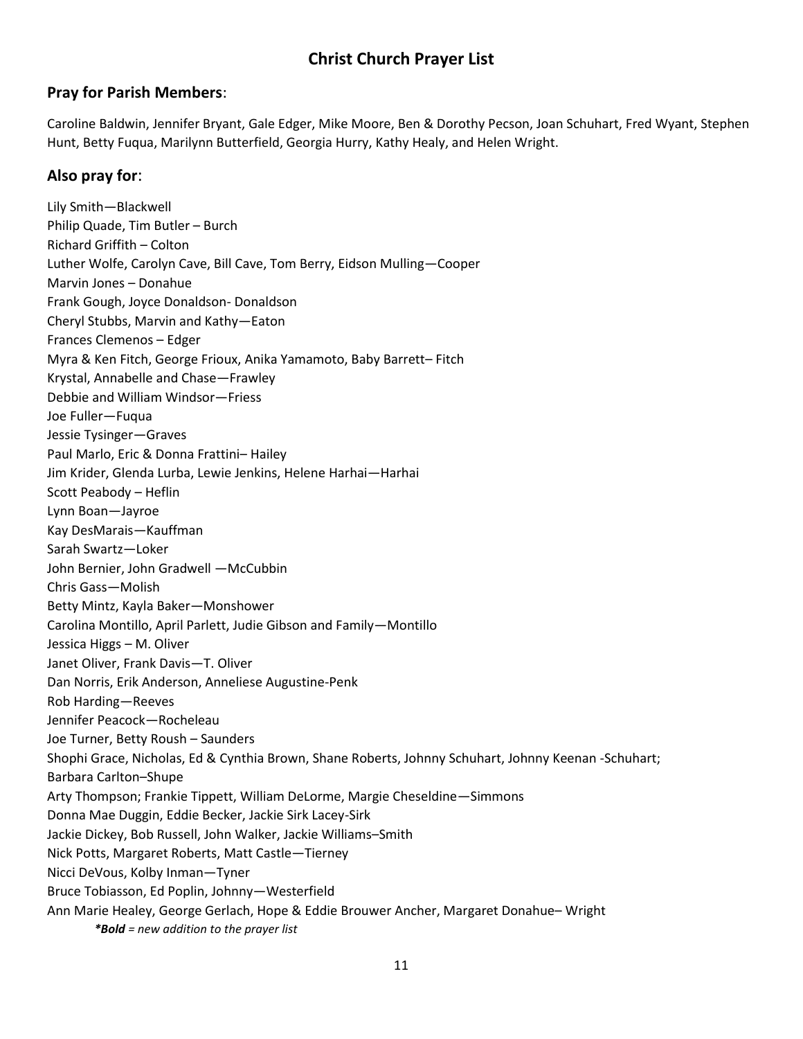# Christ Church Prayer List

## Pray for Parish Members:

Caroline Baldwin, Jennifer Bryant, Gale Edger, Mike Moore, Ben & Dorothy Pecson, Joan Schuhart, Fred Wyant, Stephen Hunt, Betty Fuqua, Marilynn Butterfield, Georgia Hurry, Kathy Healy, and Helen Wright.

## Also pray for:

Lily Smith—Blackwell
Philip Quade, Tim Butler – Burch
Richard Griffith – Colton
Luther Wolfe, Carolyn Cave, Bill Cave, Tom Berry, Eidson Mulling—Cooper
Marvin Jones – Donahue
Frank Gough, Joyce Donaldson- Donaldson
Cheryl Stubbs, Marvin and Kathy—Eaton
Frances Clemenos – Edger
Myra & Ken Fitch, George Frioux, Anika Yamamoto, Baby Barrett– Fitch
Krystal, Annabelle and Chase—Frawley
Debbie and William Windsor—Friess
Joe Fuller—Fuqua
Jessie Tysinger—Graves
Paul Marlo, Eric & Donna Frattini– Hailey
Jim Krider, Glenda Lurba, Lewie Jenkins, Helene Harhai—Harhai
Scott Peabody – Heflin
Lynn Boan—Jayroe
Kay DesMarais—Kauffman
Sarah Swartz—Loker
John Bernier, John Gradwell —McCubbin
Chris Gass—Molish
Betty Mintz, Kayla Baker—Monshower
Carolina Montillo, April Parlett, Judie Gibson and Family—Montillo
Jessica Higgs – M. Oliver
Janet Oliver, Frank Davis—T. Oliver
Dan Norris, Erik Anderson, Anneliese Augustine-Penk
Rob Harding—Reeves
Jennifer Peacock—Rocheleau
Joe Turner, Betty Roush – Saunders
Shophi Grace, Nicholas, Ed & Cynthia Brown, Shane Roberts, Johnny Schuhart, Johnny Keenan -Schuhart;
Barbara Carlton–Shupe
Arty Thompson; Frankie Tippett, William DeLorme, Margie Cheseldine—Simmons
Donna Mae Duggin, Eddie Becker, Jackie Sirk Lacey-Sirk
Jackie Dickey, Bob Russell, John Walker, Jackie Williams–Smith
Nick Potts, Margaret Roberts, Matt Castle—Tierney
Nicci DeVous, Kolby Inman—Tyner
Bruce Tobiasson, Ed Poplin, Johnny—Westerfield
Ann Marie Healey, George Gerlach, Hope & Eddie Brouwer Ancher, Margaret Donahue– Wright

***Bold** = new addition to the prayer list*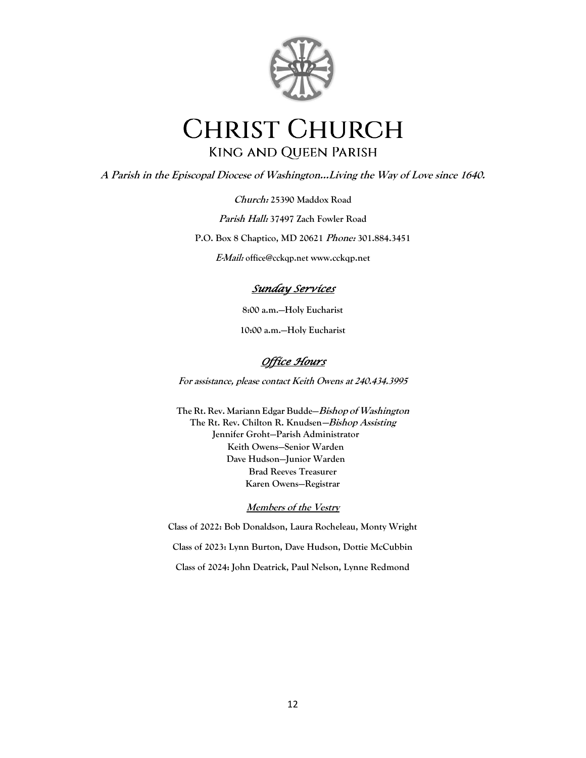# Christ Church

## King and Queen Parish

***A Parish in the Episcopal Diocese of Washington…Living the Way of Love since 1640.***

***Church:*** **25390 Maddox Road**

***Parish Hall:*** **37497 Zach Fowler Road**

**P.O. Box 8 Chaptico, MD 20621** ***Phone:*** **301.884.3451**

***E-Mail:*** **office@cckqp.net www.cckqp.net**

### *Sunday Services*

**8:00 a.m.—Holy Eucharist**

**10:00 a.m.—Holy Eucharist**

### *Office Hours*

***For assistance, please contact Keith Owens at 240.434.3995***

**The Rt. Rev. Mariann Edgar Budde—*Bishop of Washington***
**The Rt. Rev. Chilton R. Knudsen—*Bishop Assisting***
**Jennifer Groht—Parish Administrator**
**Keith Owens—Senior Warden**
**Dave Hudson—Junior Warden**
**Brad Reeves Treasurer**
**Karen Owens—Registrar**

***Members of the Vestry***

**Class of 2022: Bob Donaldson, Laura Rocheleau, Monty Wright**

**Class of 2023: Lynn Burton, Dave Hudson, Dottie McCubbin**

**Class of 2024: John Deatrick, Paul Nelson, Lynne Redmond**